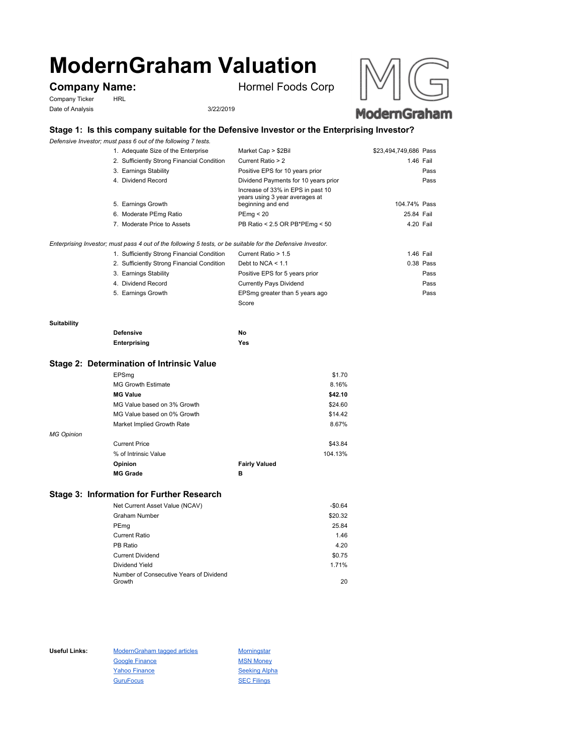# ModernGraham Valuation

**Company Name:** Hormel Foods Corp

Company Ticker HRL

Date of Analysis 3/22/2019

## Stage 1: Is this company suitable for the Defensive Investor or the Enterprising Investor?

*Defensive Investor; must pass 6 out of the following 7 tests.*

| Test | Criteria | Value | Result |
|---|---|---|---|
| 1. Adequate Size of the Enterprise | Market Cap > $2Bil | $23,494,749,686 | Pass |
| 2. Sufficiently Strong Financial Condition | Current Ratio > 2 | 1.46 | Fail |
| 3. Earnings Stability | Positive EPS for 10 years prior | | Pass |
| 4. Dividend Record | Dividend Payments for 10 years prior | | Pass |
| 5. Earnings Growth | Increase of 33% in EPS in past 10 years using 3 year averages at beginning and end | 104.74% | Pass |
| 6. Moderate PEmg Ratio | PEmg < 20 | 25.84 | Fail |
| 7. Moderate Price to Assets | PB Ratio < 2.5 OR PB*PEmg < 50 | 4.20 | Fail |

*Enterprising Investor; must pass 4 out of the following 5 tests, or be suitable for the Defensive Investor.*

| Test | Criteria | Value | Result |
|---|---|---|---|
| 1. Sufficiently Strong Financial Condition | Current Ratio > 1.5 | 1.46 | Fail |
| 2. Sufficiently Strong Financial Condition | Debt to NCA < 1.1 | 0.38 | Pass |
| 3. Earnings Stability | Positive EPS for 5 years prior | | Pass |
| 4. Dividend Record | Currently Pays Dividend | | Pass |
| 5. Earnings Growth | EPSmg greater than 5 years ago | | Pass |
| | Score | | |

**Suitability**

| | |
|---|---|
| **Defensive** | **No** |
| **Enterprising** | **Yes** |

## Stage 2: Determination of Intrinsic Value

| | |
|---|---|
| EPSmg | $1.70 |
| MG Growth Estimate | 8.16% |
| **MG Value** | **$42.10** |
| MG Value based on 3% Growth | $24.60 |
| MG Value based on 0% Growth | $14.42 |
| Market Implied Growth Rate | 8.67% |

*MG Opinion*

| | | |
|---|---|---|
| Current Price | | $43.84 |
| % of Intrinsic Value | | 104.13% |
| **Opinion** | **Fairly Valued** | |
| **MG Grade** | **B** | |

## Stage 3: Information for Further Research

| | |
|---|---|
| Net Current Asset Value (NCAV) | -$0.64 |
| Graham Number | $20.32 |
| PEmg | 25.84 |
| Current Ratio | 1.46 |
| PB Ratio | 4.20 |
| Current Dividend | $0.75 |
| Dividend Yield | 1.71% |
| Number of Consecutive Years of Dividend Growth | 20 |

**Useful Links:**

- ModernGraham tagged articles
- Google Finance
- Yahoo Finance
- GuruFocus
- Morningstar
- MSN Money
- Seeking Alpha
- SEC Filings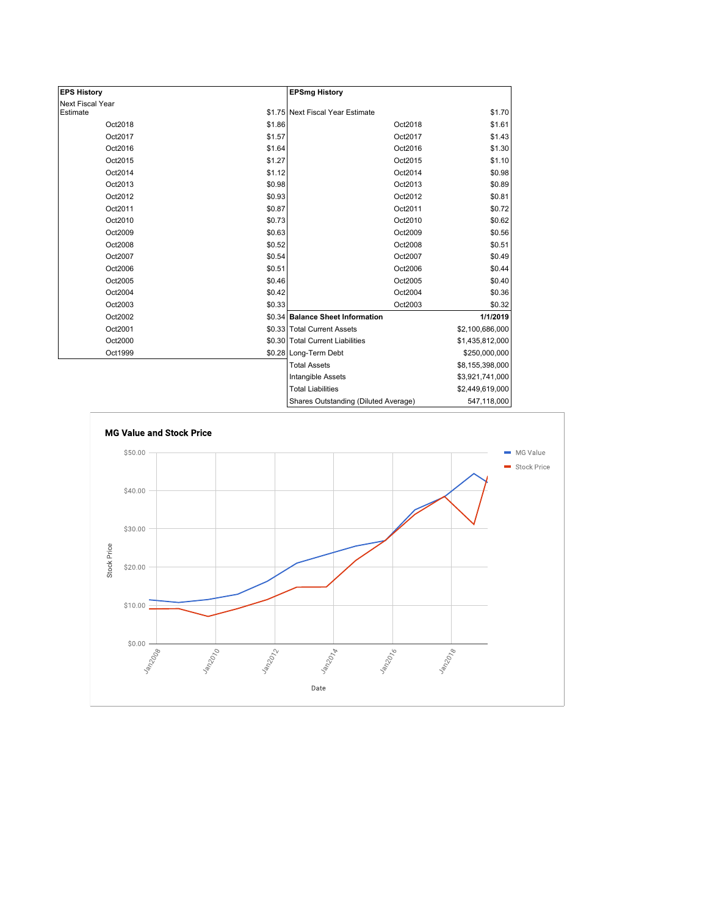| EPS History | |
|---|---|
| Next Fiscal Year Estimate | $1.75 |
| Oct2018 | $1.86 |
| Oct2017 | $1.57 |
| Oct2016 | $1.64 |
| Oct2015 | $1.27 |
| Oct2014 | $1.12 |
| Oct2013 | $0.98 |
| Oct2012 | $0.93 |
| Oct2011 | $0.87 |
| Oct2010 | $0.73 |
| Oct2009 | $0.63 |
| Oct2008 | $0.52 |
| Oct2007 | $0.54 |
| Oct2006 | $0.51 |
| Oct2005 | $0.46 |
| Oct2004 | $0.42 |
| Oct2003 | $0.33 |
| Oct2002 | $0.34 |
| Oct2001 | $0.33 |
| Oct2000 | $0.30 |
| Oct1999 | $0.28 |

| EPSmg History | |
|---|---|
| Next Fiscal Year Estimate | $1.70 |
| Oct2018 | $1.61 |
| Oct2017 | $1.43 |
| Oct2016 | $1.30 |
| Oct2015 | $1.10 |
| Oct2014 | $0.98 |
| Oct2013 | $0.89 |
| Oct2012 | $0.81 |
| Oct2011 | $0.72 |
| Oct2010 | $0.62 |
| Oct2009 | $0.56 |
| Oct2008 | $0.51 |
| Oct2007 | $0.49 |
| Oct2006 | $0.44 |
| Oct2005 | $0.40 |
| Oct2004 | $0.36 |
| Oct2003 | $0.32 |

| Balance Sheet Information | 1/1/2019 |
|---|---|
| Total Current Assets | $2,100,686,000 |
| Total Current Liabilities | $1,435,812,000 |
| Long-Term Debt | $250,000,000 |
| Total Assets | $8,155,398,000 |
| Intangible Assets | $3,921,741,000 |
| Total Liabilities | $2,449,619,000 |
| Shares Outstanding (Diluted Average) | 547,118,000 |

**MG Value and Stock Price**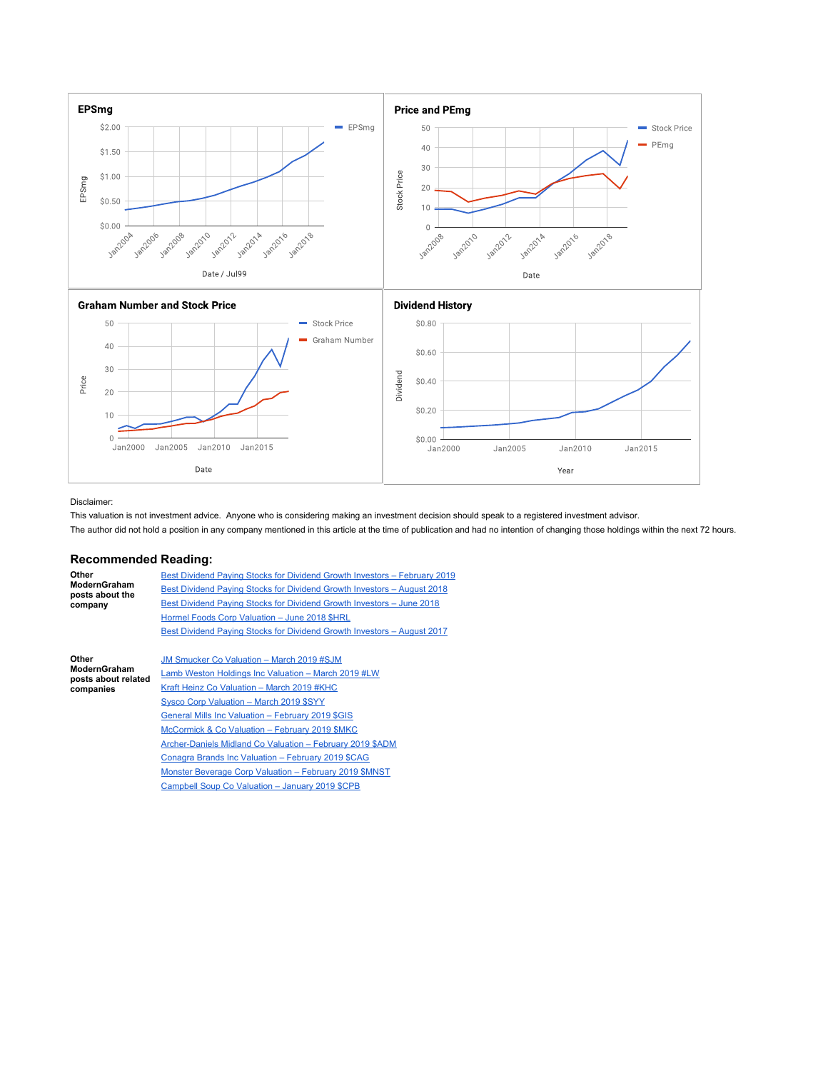## EPSmg

$2.00
$1.50
$1.00
$0.50
$0.00

EPSmg

Jan2004 Jan2006 Jan2008 Jan2010 Jan2012 Jan2014 Jan2016 Jan2018

Date / Jul99

EPSmg

## Price and PEmg

50
40
30
20
10
0

Stock Price

Jan2008 Jan2010 Jan2012 Jan2014 Jan2016 Jan2018

Date

Stock Price
PEmg

## Graham Number and Stock Price

50
40
30
20
10
0

Price

Jan2000 Jan2005 Jan2010 Jan2015

Date

Stock Price
Graham Number

## Dividend History

$0.80
$0.60
$0.40
$0.20
$0.00

Dividend

Jan2000 Jan2005 Jan2010 Jan2015

Year

Disclaimer:

This valuation is not investment advice. Anyone who is considering making an investment decision should speak to a registered investment advisor.

The author did not hold a position in any company mentioned in this article at the time of publication and had no intention of changing those holdings within the next 72 hours.

## Recommended Reading:

| | |
|---|---|
| **Other ModernGraham posts about the company** | Best Dividend Paying Stocks for Dividend Growth Investors – February 2019<br>Best Dividend Paying Stocks for Dividend Growth Investors – August 2018<br>Best Dividend Paying Stocks for Dividend Growth Investors – June 2018<br>Hormel Foods Corp Valuation – June 2018 $HRL<br>Best Dividend Paying Stocks for Dividend Growth Investors – August 2017 |
| **Other ModernGraham posts about related companies** | JM Smucker Co Valuation – March 2019 #SJM<br>Lamb Weston Holdings Inc Valuation – March 2019 #LW<br>Kraft Heinz Co Valuation – March 2019 #KHC<br>Sysco Corp Valuation – March 2019 $SYY<br>General Mills Inc Valuation – February 2019 $GIS<br>McCormick & Co Valuation – February 2019 $MKC<br>Archer-Daniels Midland Co Valuation – February 2019 $ADM<br>Conagra Brands Inc Valuation – February 2019 $CAG<br>Monster Beverage Corp Valuation – February 2019 $MNST<br>Campbell Soup Co Valuation – January 2019 $CPB |